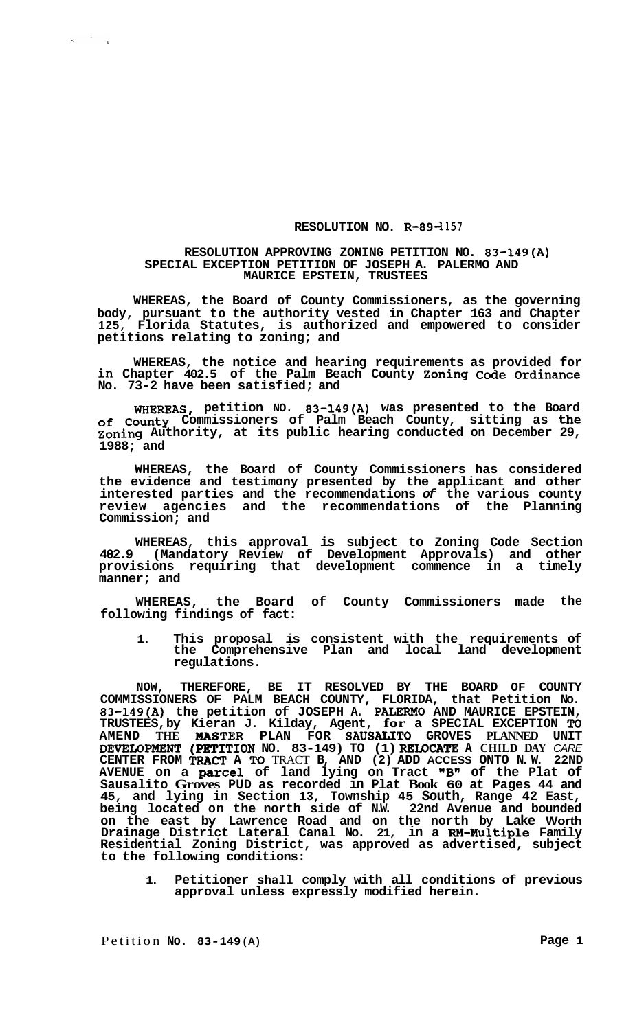# RESOLUTION NO. R-89-1157

## RESOLUTION APPROVING ZONING PETITION NO. 83-149(A) SPECIAL EXCEPTION PETITION OF JOSEPH A. PALERMO AND MAURICE EPSTEIN, TRUSTEES

**WHEREAS, the Board of County Commissioners, as the governing body, pursuant to the authority vested in Chapter 163 and Chapter 125, Florida Statutes, is authorized and empowered to consider petitions relating to zoning; and**

**WHEREAS, the notice and hearing requirements as provided for in Chapter 402.5 of the Palm Beach County Zoning Code Ordinance No. 73-2 have been satisfied; and**

**WHEREAS, petition NO. 83-149(A) was presented to the Board of County Commissioners of Palm Beach County, sitting as the Zoning Authority, at its public hearing conducted on December 29, 1988; and**

**WHEREAS, the Board of County Commissioners has considered the evidence and testimony presented by the applicant and other interested parties and the recommendations of the various county review agencies and the recommendations of the Planning Commission; and**

**WHEREAS, this approval is subject to Zoning Code Section 402.9 (Mandatory Review of Development Approvals) and other provisions requiring that development commence in a timely manner; and**

**WHEREAS, the Board of County Commissioners made the following findings of fact:**

1. **This proposal is consistent with the requirements of the Comprehensive Plan and local land development regulations.**

**NOW, THEREFORE, BE IT RESOLVED BY THE BOARD OF COUNTY COMMISSIONERS OF PALM BEACH COUNTY, FLORIDA, that Petition No. 83-149(A) the petition of JOSEPH A. PALERMO AND MAURICE EPSTEIN, TRUSTEES, by Kieran J. Kilday, Agent, for a SPECIAL EXCEPTION TO AMEND THE MASTER PLAN FOR SAUSALITO GROVES PLANNED UNIT DEVELOPMENT (PETITION NO. 83-149) TO (1) RELOCATE A CHILD DAY CARE CENTER FROM TRACT A TO TRACT B, AND (2) ADD ACCESS ONTO N.W. 22ND AVENUE on a parcel of land lying on Tract "B" of the Plat of Sausalito Groves PUD as recorded in Plat Book 60 at Pages 44 and 45, and lying in Section 13, Township 45 South, Range 42 East, being located on the north side of N.W. 22nd Avenue and bounded on the east by Lawrence Road and on the north by Lake Worth Drainage District Lateral Canal No. 21, in a RM-Multiple Family Residential Zoning District, was approved as advertised, subject to the following conditions:**

1. **Petitioner shall comply with all conditions of previous approval unless expressly modified herein.**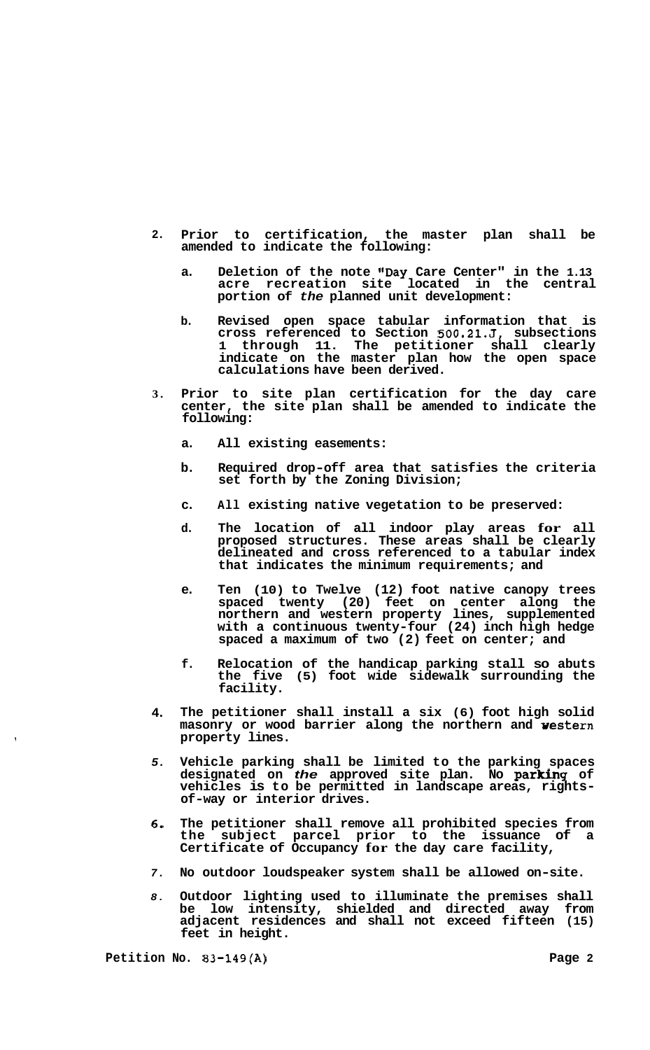2. **Prior to certification, the master plan shall be amended to indicate the following:**

   a. **Deletion of the note "Day Care Center" in the 1.13 acre recreation site located in the central portion of *the* planned unit development:**

   b. **Revised open space tabular information that is cross referenced to Section 500.21.J, subsections 1 through 11. The petitioner shall clearly indicate on the master plan how the open space calculations have been derived.**

3. **Prior to site plan certification for the day care center, the site plan shall be amended to indicate the following:**

   a. **All existing easements:**

   b. **Required drop-off area that satisfies the criteria set forth by the Zoning Division;**

   c. **All existing native vegetation to be preserved:**

   d. **The location of all indoor play areas for all proposed structures. These areas shall be clearly delineated and cross referenced to a tabular index that indicates the minimum requirements; and**

   e. **Ten (10) to Twelve (12) foot native canopy trees spaced twenty (20) feet on center along the northern and western property lines, supplemented with a continuous twenty-four (24) inch high hedge spaced a maximum of two (2) feet on center; and**

   f. **Relocation of the handicap parking stall so abuts the five (5) foot wide sidewalk surrounding the facility.**

4. **The petitioner shall install a six (6) foot high solid masonry or wood barrier along the northern and western property lines.**

5. **Vehicle parking shall be limited to the parking spaces designated on *the* approved site plan. No parking of vehicles is to be permitted in landscape areas, rights-of-way or interior drives.**

6. **The petitioner shall remove all prohibited species from the subject parcel prior to the issuance of a Certificate of Occupancy for the day care facility,**

7. **No outdoor loudspeaker system shall be allowed on-site.**

8. **Outdoor lighting used to illuminate the premises shall be low intensity, shielded and directed away from adjacent residences and shall not exceed fifteen (15) feet in height.**

**Petition No. 83-149(A)**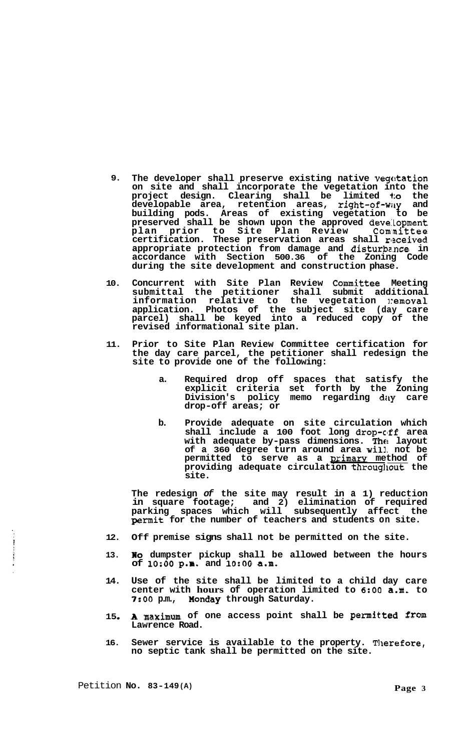9. The developer shall preserve existing native vegetation on site and shall incorporate the vegetation into the project design. Clearing shall be limited to the developable area, retention areas, right-of-way and building pods. Areas of existing vegetation to be preserved shall be shown upon the approved development plan prior to Site Plan Review Committee certification. These preservation areas shall received appropriate protection from damage and disturbance in accordance with Section 500.36 of the Zoning Code during the site development and construction phase.

10. Concurrent with Site Plan Review Committee Meeting submittal the petitioner shall submit additional information relative to the vegetation removal application. Photos of the subject site (day care parcel) shall be keyed into a reduced copy of the revised informational site plan.

11. Prior to Site Plan Review Committee certification for the day care parcel, the petitioner shall redesign the site to provide one of the following:

    a. Required drop off spaces that satisfy the explicit criteria set forth by the Zoning Division's policy memo regarding day care drop-off areas; or

    b. Provide adequate on site circulation which shall include a 100 foot long drop-off area with adequate by-pass dimensions. The layout of a 360 degree turn around area will not be permitted to serve as a primary method of providing adequate circulation throughout the site.

    The redesign of the site may result in a 1) reduction in square footage; and 2) elimination of required parking spaces which will subsequently affect the permit for the number of teachers and students on site.

12. Off premise signs shall not be permitted on the site.

13. No dumpster pickup shall be allowed between the hours of 10:00 p.m. and 10:00 a.m.

14. Use of the site shall be limited to a child day care center with hours of operation limited to 6:00 a.m. to 7:00 p.m., Monday through Saturday.

15. A maximum of one access point shall be permitted from Lawrence Road.

16. Sewer service is available to the property. Therefore, no septic tank shall be permitted on the site.

Petition No. 83-149(A)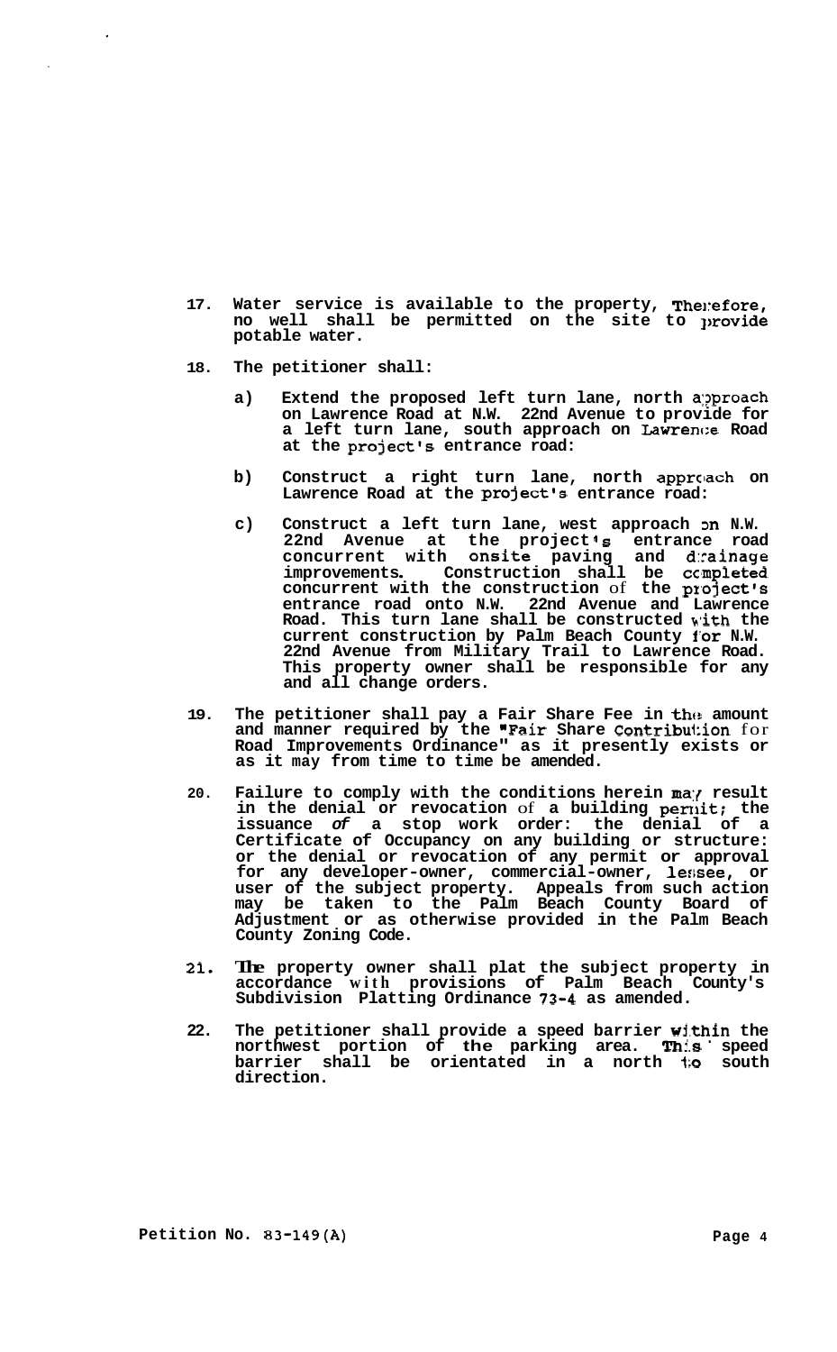17. Water service is available to the property, Therefore, no well shall be permitted on the site to provide potable water.

18. The petitioner shall:

    a) Extend the proposed left turn lane, north approach on Lawrence Road at N.W. 22nd Avenue to provide for a left turn lane, south approach on Lawrence Road at the project's entrance road:

    b) Construct a right turn lane, north approach on Lawrence Road at the project's entrance road:

    c) Construct a left turn lane, west approach on N.W. 22nd Avenue at the project's entrance road concurrent with onsite paving and drainage improvements. Construction shall be completed concurrent with the construction of the project's entrance road onto N.W. 22nd Avenue and Lawrence Road. This turn lane shall be constructed with the current construction by Palm Beach County for N.W. 22nd Avenue from Military Trail to Lawrence Road. This property owner shall be responsible for any and all change orders.

19. The petitioner shall pay a Fair Share Fee in the amount and manner required by the "Fair Share Contribution for Road Improvements Ordinance" as it presently exists or as it may from time to time be amended.

20. Failure to comply with the conditions herein may result in the denial or revocation of a building permit; the issuance of a stop work order: the denial of a Certificate of Occupancy on any building or structure: or the denial or revocation of any permit or approval for any developer-owner, commercial-owner, lessee, or user of the subject property. Appeals from such action may be taken to the Palm Beach County Board of Adjustment or as otherwise provided in the Palm Beach County Zoning Code.

21. The property owner shall plat the subject property in accordance with provisions of Palm Beach County's Subdivision Platting Ordinance 73-4 as amended.

22. The petitioner shall provide a speed barrier within the northwest portion of the parking area. This speed barrier shall be orientated in a north to south direction.

Petition No. 83-149(A)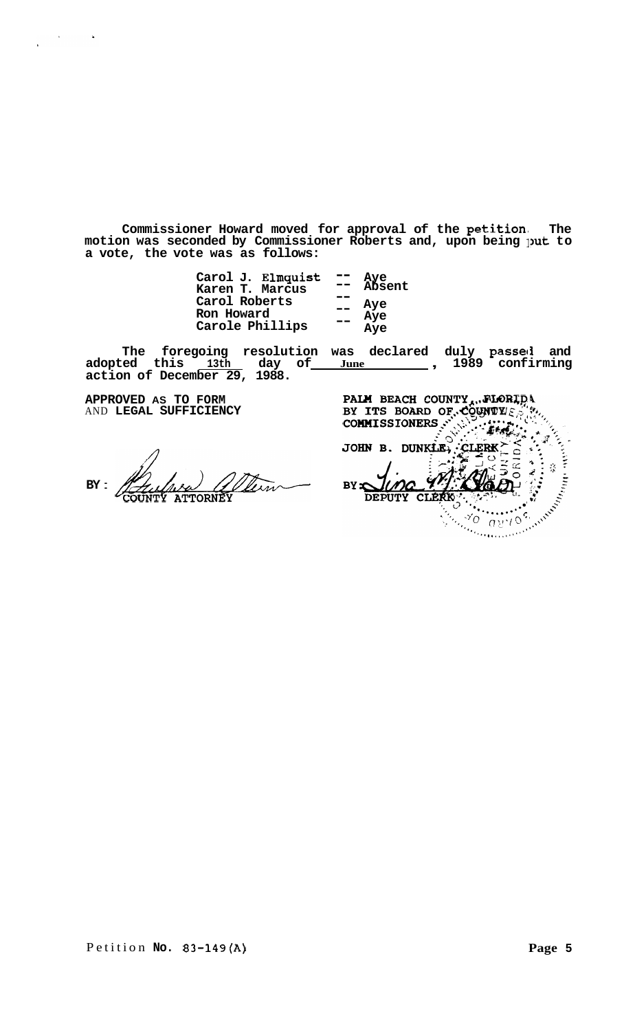Commissioner Howard moved for approval of the petition. The motion was seconded by Commissioner Roberts and, upon being put to a vote, the vote was as follows:

| | | |
|---|---|---|
| Carol J. Elmquist | -- | Aye |
| Karen T. Marcus | -- | Absent |
| Carol Roberts | -- | Aye |
| Ron Howard | -- | Aye |
| Carole Phillips | -- | Aye |

The foregoing resolution was declared duly passed and adopted this 13th day of June, 1989 confirming action of December 29, 1988.

APPROVED AS TO FORM
AND LEGAL SUFFICIENCY

BY: COUNTY ATTORNEY

PALM BEACH COUNTY, FLORIDA
BY ITS BOARD OF COUNTY COMMISSIONERS

JOHN B. DUNKLE, CLERK

BY: DEPUTY CLERK

Petition No. 83-149(A)